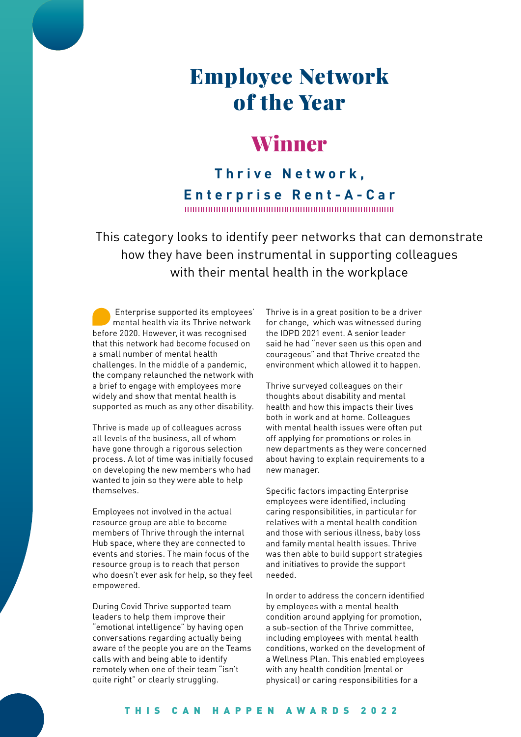# Employee Network of the Year

## Winner

### Thrive Network, Enterprise Rent-A-Car

This category looks to identify peer networks that can demonstrate how they have been instrumental in supporting colleagues with their mental health in the workplace

Enterprise supported its employees' mental health via its Thrive network before 2020. However, it was recognised that this network had become focused on a small number of mental health challenges. In the middle of a pandemic, the company relaunched the network with a brief to engage with employees more widely and show that mental health is supported as much as any other disability.

Thrive is made up of colleagues across all levels of the business, all of whom have gone through a rigorous selection process. A lot of time was initially focused on developing the new members who had wanted to join so they were able to help themselves.

Employees not involved in the actual resource group are able to become members of Thrive through the internal Hub space, where they are connected to events and stories. The main focus of the resource group is to reach that person who doesn't ever ask for help, so they feel empowered.

During Covid Thrive supported team leaders to help them improve their "emotional intelligence" by having open conversations regarding actually being aware of the people you are on the Teams calls with and being able to identify remotely when one of their team "isn't quite right" or clearly struggling.

Thrive is in a great position to be a driver for change, which was witnessed during the IDPD 2021 event. A senior leader said he had "never seen us this open and courageous" and that Thrive created the environment which allowed it to happen.

Thrive surveyed colleagues on their thoughts about disability and mental health and how this impacts their lives both in work and at home. Colleagues with mental health issues were often put off applying for promotions or roles in new departments as they were concerned about having to explain requirements to a new manager.

Specific factors impacting Enterprise employees were identified, including caring responsibilities, in particular for relatives with a mental health condition and those with serious illness, baby loss and family mental health issues. Thrive was then able to build support strategies and initiatives to provide the support needed.

In order to address the concern identified by employees with a mental health condition around applying for promotion, a sub-section of the Thrive committee, including employees with mental health conditions, worked on the development of a Wellness Plan. This enabled employees with any health condition (mental or physical) or caring responsibilities for a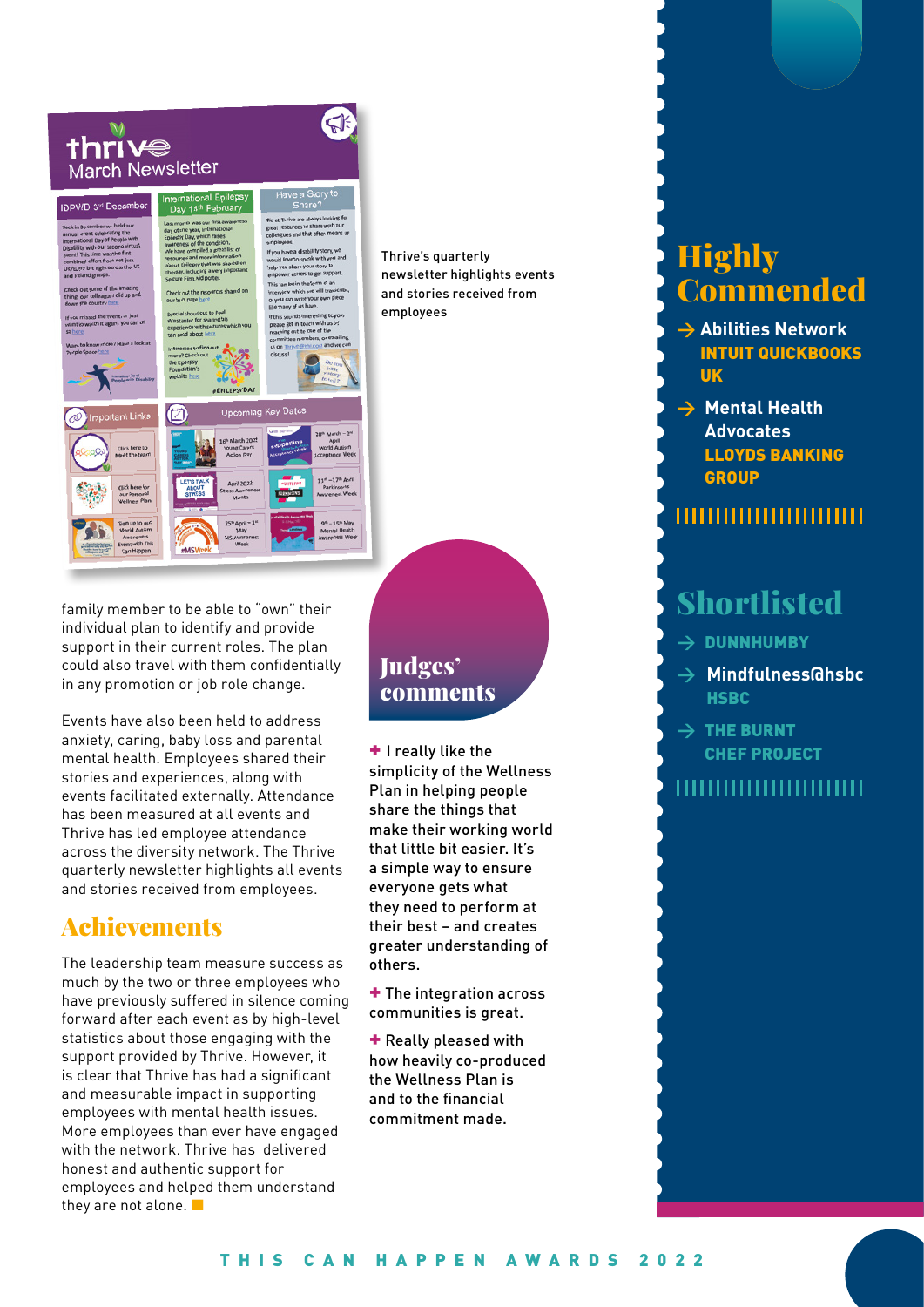Thrive's quarterly newsletter highlights events and stories received from employees

family member to be able to "own" their individual plan to identify and provide support in their current roles. The plan could also travel with them confidentially in any promotion or job role change.

Events have also been held to address anxiety, caring, baby loss and parental mental health. Employees shared their stories and experiences, along with events facilitated externally. Attendance has been measured at all events and Thrive has led employee attendance across the diversity network. The Thrive quarterly newsletter highlights all events and stories received from employees.

## Achievements

The leadership team measure success as much by the two or three employees who have previously suffered in silence coming forward after each event as by high-level statistics about those engaging with the support provided by Thrive. However, it is clear that Thrive has had a significant and measurable impact in supporting employees with mental health issues. More employees than ever have engaged with the network. Thrive has delivered honest and authentic support for employees and helped them understand they are not alone.

## Judges' comments

+ I really like the simplicity of the Wellness Plan in helping people share the things that make their working world that little bit easier. It's a simple way to ensure everyone gets what they need to perform at their best – and creates greater understanding of others.

+ The integration across communities is great.

+ Really pleased with how heavily co-produced the Wellness Plan is and to the financial commitment made.

## Highly Commended

- Abilities Network
  **INTUIT QUICKBOOKS UK**
- Mental Health Advocates
  **LLOYDS BANKING GROUP**

## Shortlisted

- **DUNNHUMBY**
- Mindfulness@hsbc
  **HSBC**
- **THE BURNT CHEF PROJECT**